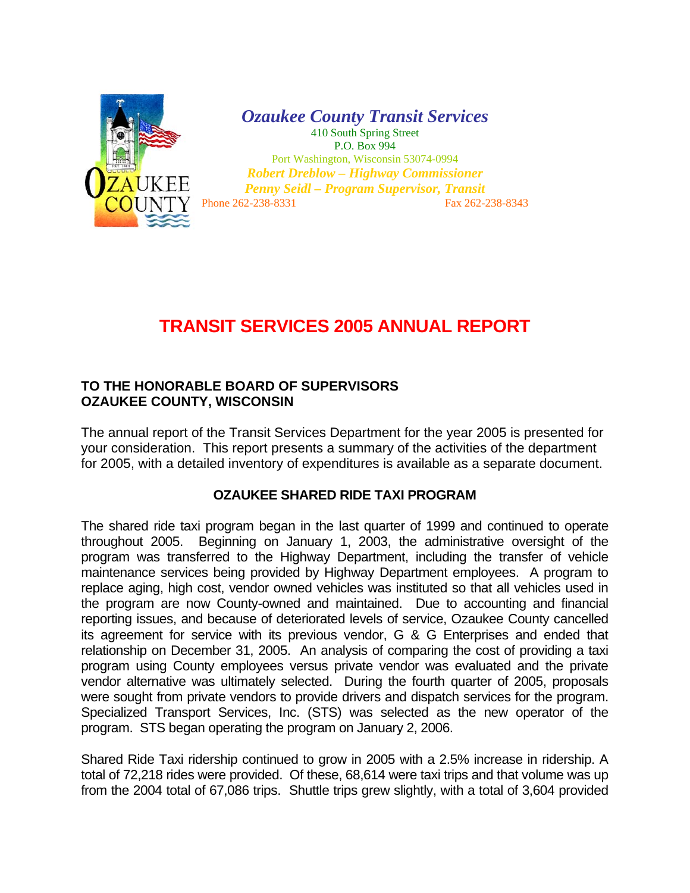*Ozaukee County Transit Services*

410 South Spring Street
P.O. Box 994
Port Washington, Wisconsin 53074-0994

***Robert Dreblow – Highway Commissioner***

***Penny Seidl – Program Supervisor, Transit***

Phone 262-238-8331 Fax 262-238-8343

# TRANSIT SERVICES 2005 ANNUAL REPORT

**TO THE HONORABLE BOARD OF SUPERVISORS**
**OZAUKEE COUNTY, WISCONSIN**

The annual report of the Transit Services Department for the year 2005 is presented for your consideration. This report presents a summary of the activities of the department for 2005, with a detailed inventory of expenditures is available as a separate document.

## OZAUKEE SHARED RIDE TAXI PROGRAM

The shared ride taxi program began in the last quarter of 1999 and continued to operate throughout 2005. Beginning on January 1, 2003, the administrative oversight of the program was transferred to the Highway Department, including the transfer of vehicle maintenance services being provided by Highway Department employees. A program to replace aging, high cost, vendor owned vehicles was instituted so that all vehicles used in the program are now County-owned and maintained. Due to accounting and financial reporting issues, and because of deteriorated levels of service, Ozaukee County cancelled its agreement for service with its previous vendor, G & G Enterprises and ended that relationship on December 31, 2005. An analysis of comparing the cost of providing a taxi program using County employees versus private vendor was evaluated and the private vendor alternative was ultimately selected. During the fourth quarter of 2005, proposals were sought from private vendors to provide drivers and dispatch services for the program. Specialized Transport Services, Inc. (STS) was selected as the new operator of the program. STS began operating the program on January 2, 2006.

Shared Ride Taxi ridership continued to grow in 2005 with a 2.5% increase in ridership. A total of 72,218 rides were provided. Of these, 68,614 were taxi trips and that volume was up from the 2004 total of 67,086 trips. Shuttle trips grew slightly, with a total of 3,604 provided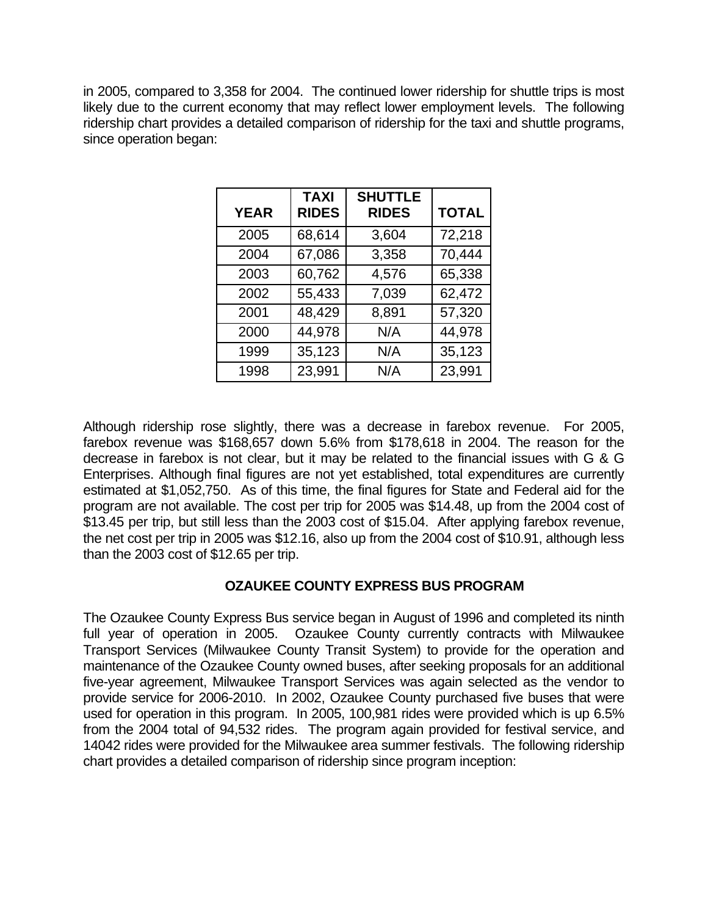in 2005, compared to 3,358 for 2004. The continued lower ridership for shuttle trips is most likely due to the current economy that may reflect lower employment levels. The following ridership chart provides a detailed comparison of ridership for the taxi and shuttle programs, since operation began:

| YEAR | TAXI RIDES | SHUTTLE RIDES | TOTAL |
|---|---|---|---|
| 2005 | 68,614 | 3,604 | 72,218 |
| 2004 | 67,086 | 3,358 | 70,444 |
| 2003 | 60,762 | 4,576 | 65,338 |
| 2002 | 55,433 | 7,039 | 62,472 |
| 2001 | 48,429 | 8,891 | 57,320 |
| 2000 | 44,978 | N/A | 44,978 |
| 1999 | 35,123 | N/A | 35,123 |
| 1998 | 23,991 | N/A | 23,991 |

Although ridership rose slightly, there was a decrease in farebox revenue. For 2005, farebox revenue was $168,657 down 5.6% from $178,618 in 2004. The reason for the decrease in farebox is not clear, but it may be related to the financial issues with G & G Enterprises. Although final figures are not yet established, total expenditures are currently estimated at $1,052,750. As of this time, the final figures for State and Federal aid for the program are not available. The cost per trip for 2005 was $14.48, up from the 2004 cost of $13.45 per trip, but still less than the 2003 cost of $15.04. After applying farebox revenue, the net cost per trip in 2005 was $12.16, also up from the 2004 cost of $10.91, although less than the 2003 cost of $12.65 per trip.

## OZAUKEE COUNTY EXPRESS BUS PROGRAM

The Ozaukee County Express Bus service began in August of 1996 and completed its ninth full year of operation in 2005. Ozaukee County currently contracts with Milwaukee Transport Services (Milwaukee County Transit System) to provide for the operation and maintenance of the Ozaukee County owned buses, after seeking proposals for an additional five-year agreement, Milwaukee Transport Services was again selected as the vendor to provide service for 2006-2010. In 2002, Ozaukee County purchased five buses that were used for operation in this program. In 2005, 100,981 rides were provided which is up 6.5% from the 2004 total of 94,532 rides. The program again provided for festival service, and 14042 rides were provided for the Milwaukee area summer festivals. The following ridership chart provides a detailed comparison of ridership since program inception: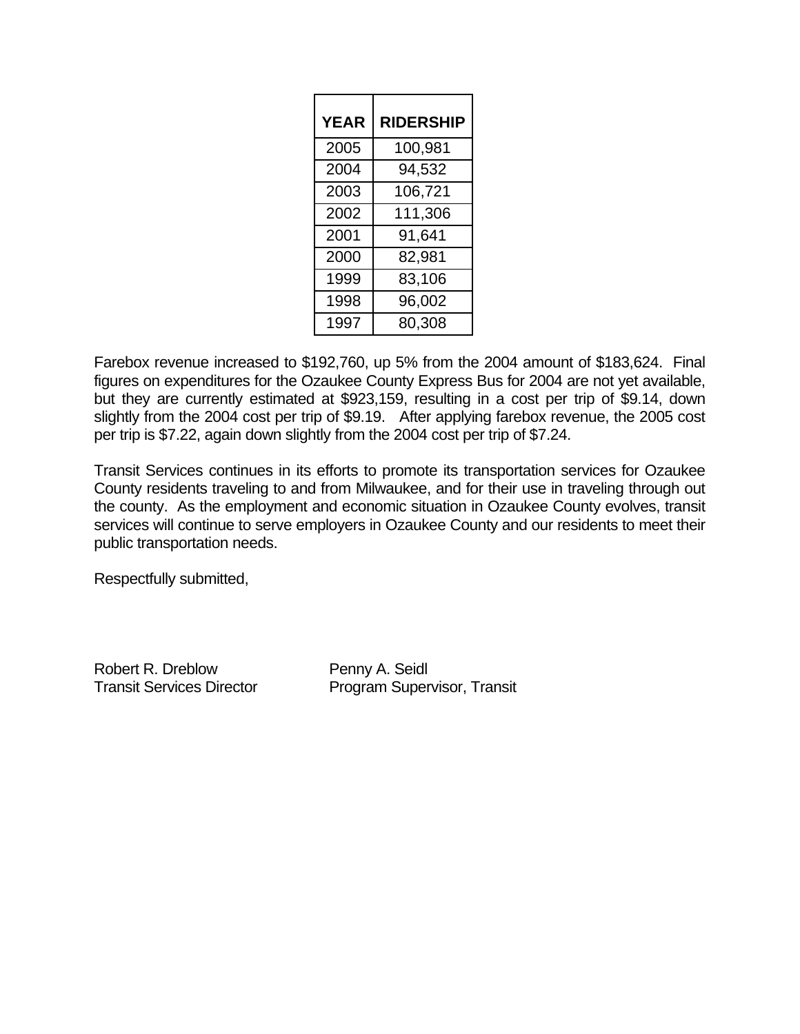| YEAR | RIDERSHIP |
|---|---|
| 2005 | 100,981 |
| 2004 | 94,532 |
| 2003 | 106,721 |
| 2002 | 111,306 |
| 2001 | 91,641 |
| 2000 | 82,981 |
| 1999 | 83,106 |
| 1998 | 96,002 |
| 1997 | 80,308 |

Farebox revenue increased to $192,760, up 5% from the 2004 amount of $183,624. Final figures on expenditures for the Ozaukee County Express Bus for 2004 are not yet available, but they are currently estimated at $923,159, resulting in a cost per trip of $9.14, down slightly from the 2004 cost per trip of $9.19. After applying farebox revenue, the 2005 cost per trip is $7.22, again down slightly from the 2004 cost per trip of $7.24.

Transit Services continues in its efforts to promote its transportation services for Ozaukee County residents traveling to and from Milwaukee, and for their use in traveling through out the county. As the employment and economic situation in Ozaukee County evolves, transit services will continue to serve employers in Ozaukee County and our residents to meet their public transportation needs.

Respectfully submitted,

Robert R. Dreblow
Transit Services Director

Penny A. Seidl
Program Supervisor, Transit